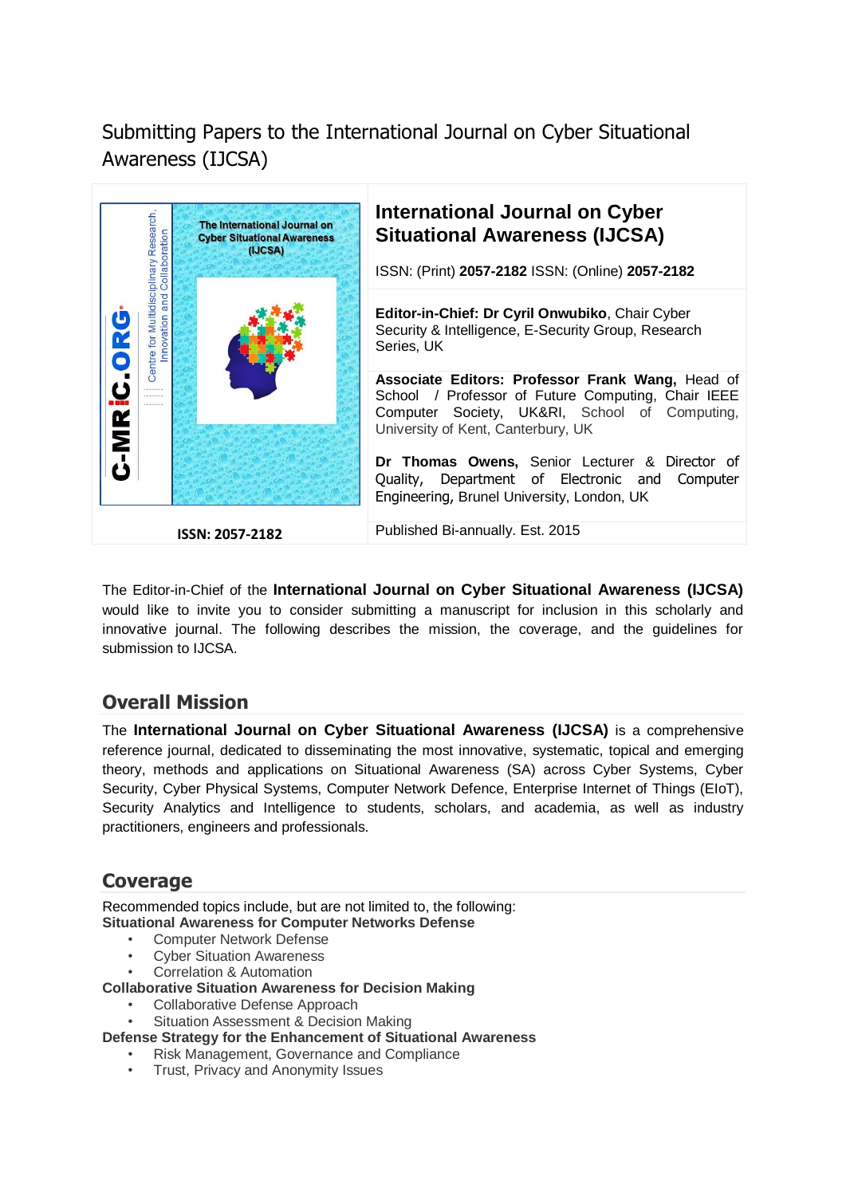# Submitting Papers to the International Journal on Cyber Situational Awareness (IJCSA)

| | |
|---|---|
| | **International Journal on Cyber Situational Awareness (IJCSA)**<br><br>ISSN: (Print) **2057-2182** ISSN: (Online) **2057-2182** |
| | **Editor-in-Chief: Dr Cyril Onwubiko**, Chair Cyber Security & Intelligence, E-Security Group, Research Series, UK<br><br>**Associate Editors: Professor Frank Wang,** Head of School / Professor of Future Computing, Chair IEEE Computer Society, UK&RI, School of Computing, University of Kent, Canterbury, UK<br><br>**Dr Thomas Owens,** Senior Lecturer & Director of Quality, Department of Electronic and Computer Engineering, Brunel University, London, UK |
| **ISSN: 2057-2182** | Published Bi-annually. Est. 2015 |

The Editor-in-Chief of the **International Journal on Cyber Situational Awareness (IJCSA)** would like to invite you to consider submitting a manuscript for inclusion in this scholarly and innovative journal. The following describes the mission, the coverage, and the guidelines for submission to IJCSA.

## Overall Mission

The **International Journal on Cyber Situational Awareness (IJCSA)** is a comprehensive reference journal, dedicated to disseminating the most innovative, systematic, topical and emerging theory, methods and applications on Situational Awareness (SA) across Cyber Systems, Cyber Security, Cyber Physical Systems, Computer Network Defence, Enterprise Internet of Things (EIoT), Security Analytics and Intelligence to students, scholars, and academia, as well as industry practitioners, engineers and professionals.

## Coverage

Recommended topics include, but are not limited to, the following:

**Situational Awareness for Computer Networks Defense**

- Computer Network Defense
- Cyber Situation Awareness
- Correlation & Automation

**Collaborative Situation Awareness for Decision Making**

- Collaborative Defense Approach
- Situation Assessment & Decision Making

**Defense Strategy for the Enhancement of Situational Awareness**

- Risk Management, Governance and Compliance
- Trust, Privacy and Anonymity Issues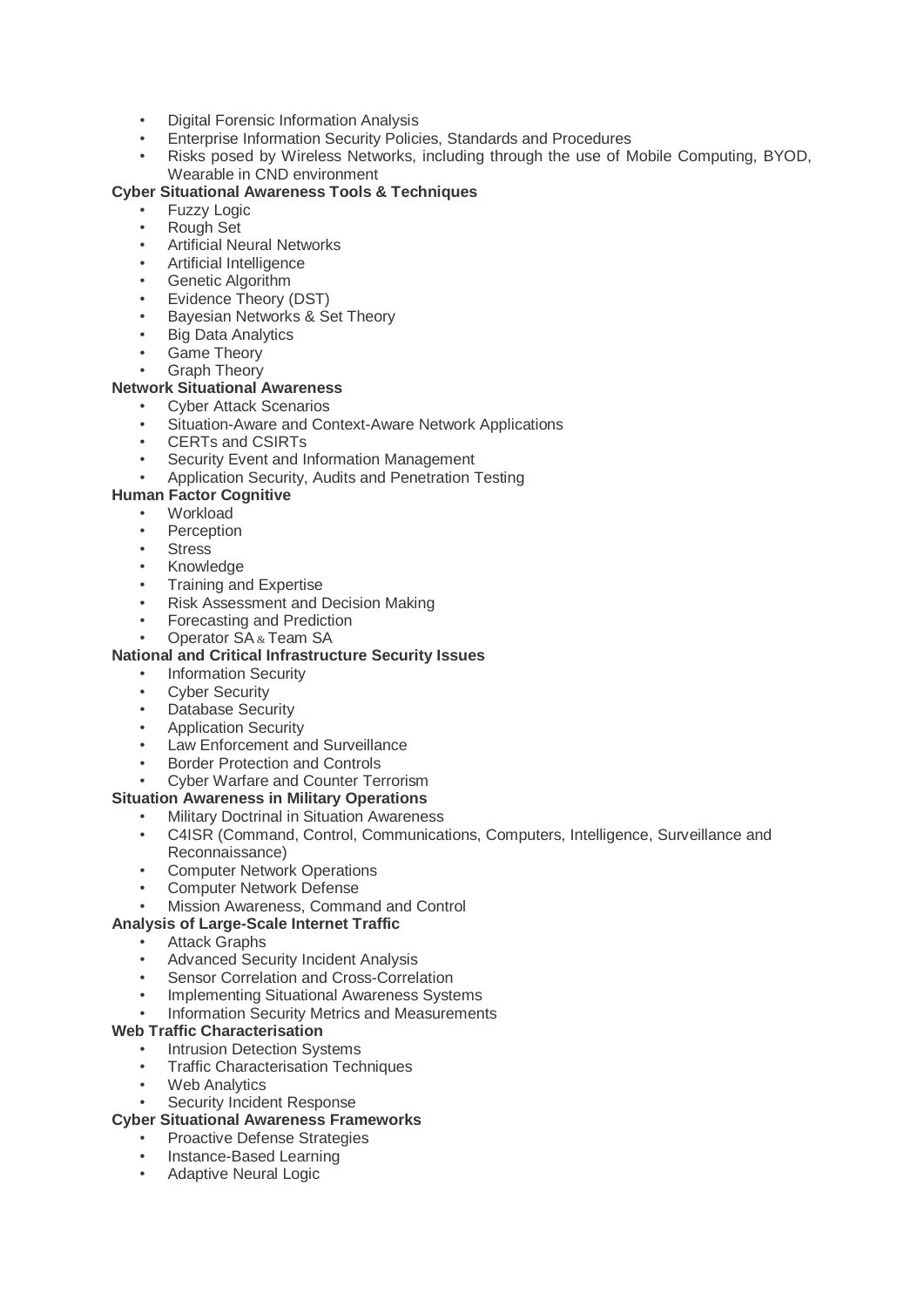- Digital Forensic Information Analysis
- Enterprise Information Security Policies, Standards and Procedures
- Risks posed by Wireless Networks, including through the use of Mobile Computing, BYOD, Wearable in CND environment

**Cyber Situational Awareness Tools & Techniques**

- Fuzzy Logic
- Rough Set
- Artificial Neural Networks
- Artificial Intelligence
- Genetic Algorithm
- Evidence Theory (DST)
- Bayesian Networks & Set Theory
- Big Data Analytics
- Game Theory
- Graph Theory

**Network Situational Awareness**

- Cyber Attack Scenarios
- Situation-Aware and Context-Aware Network Applications
- CERTs and CSIRTs
- Security Event and Information Management
- Application Security, Audits and Penetration Testing

**Human Factor Cognitive**

- Workload
- Perception
- Stress
- Knowledge
- Training and Expertise
- Risk Assessment and Decision Making
- Forecasting and Prediction
- Operator SA & Team SA

**National and Critical Infrastructure Security Issues**

- Information Security
- Cyber Security
- Database Security
- Application Security
- Law Enforcement and Surveillance
- Border Protection and Controls
- Cyber Warfare and Counter Terrorism

**Situation Awareness in Military Operations**

- Military Doctrinal in Situation Awareness
- C4ISR (Command, Control, Communications, Computers, Intelligence, Surveillance and Reconnaissance)
- Computer Network Operations
- Computer Network Defense
- Mission Awareness, Command and Control

**Analysis of Large-Scale Internet Traffic**

- Attack Graphs
- Advanced Security Incident Analysis
- Sensor Correlation and Cross-Correlation
- Implementing Situational Awareness Systems
- Information Security Metrics and Measurements

**Web Traffic Characterisation**

- Intrusion Detection Systems
- Traffic Characterisation Techniques
- Web Analytics
- Security Incident Response

**Cyber Situational Awareness Frameworks**

- Proactive Defense Strategies
- Instance-Based Learning
- Adaptive Neural Logic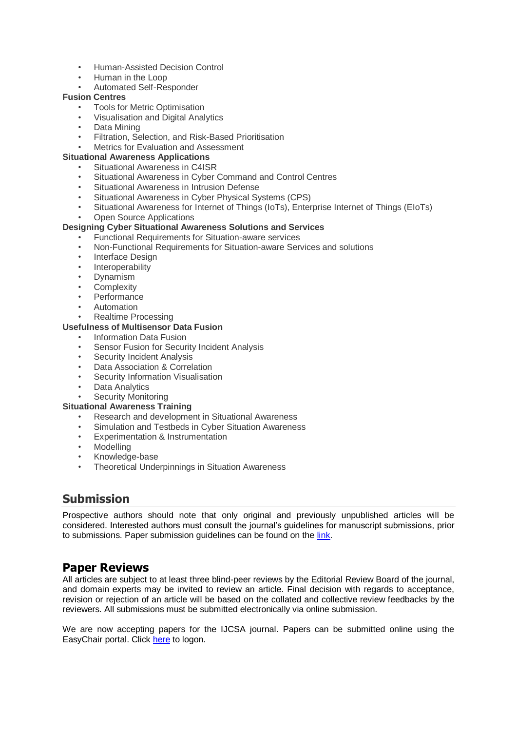- Human-Assisted Decision Control
- Human in the Loop
- Automated Self-Responder

**Fusion Centres**

- Tools for Metric Optimisation
- Visualisation and Digital Analytics
- Data Mining
- Filtration, Selection, and Risk-Based Prioritisation
- Metrics for Evaluation and Assessment

**Situational Awareness Applications**

- Situational Awareness in C4ISR
- Situational Awareness in Cyber Command and Control Centres
- Situational Awareness in Intrusion Defense
- Situational Awareness in Cyber Physical Systems (CPS)
- Situational Awareness for Internet of Things (IoTs), Enterprise Internet of Things (EIoTs)
- Open Source Applications

**Designing Cyber Situational Awareness Solutions and Services**

- Functional Requirements for Situation-aware services
- Non-Functional Requirements for Situation-aware Services and solutions
- Interface Design
- Interoperability
- Dynamism
- Complexity
- Performance
- Automation
- Realtime Processing

**Usefulness of Multisensor Data Fusion**

- Information Data Fusion
- Sensor Fusion for Security Incident Analysis
- Security Incident Analysis
- Data Association & Correlation
- Security Information Visualisation
- Data Analytics
- Security Monitoring

**Situational Awareness Training**

- Research and development in Situational Awareness
- Simulation and Testbeds in Cyber Situation Awareness
- Experimentation & Instrumentation
- Modelling
- Knowledge-base
- Theoretical Underpinnings in Situation Awareness

## Submission

Prospective authors should note that only original and previously unpublished articles will be considered. Interested authors must consult the journal's guidelines for manuscript submissions, prior to submissions. Paper submission guidelines can be found on the link.

## Paper Reviews

All articles are subject to at least three blind-peer reviews by the Editorial Review Board of the journal, and domain experts may be invited to review an article. Final decision with regards to acceptance, revision or rejection of an article will be based on the collated and collective review feedbacks by the reviewers. All submissions must be submitted electronically via online submission.

We are now accepting papers for the IJCSA journal. Papers can be submitted online using the EasyChair portal. Click here to logon.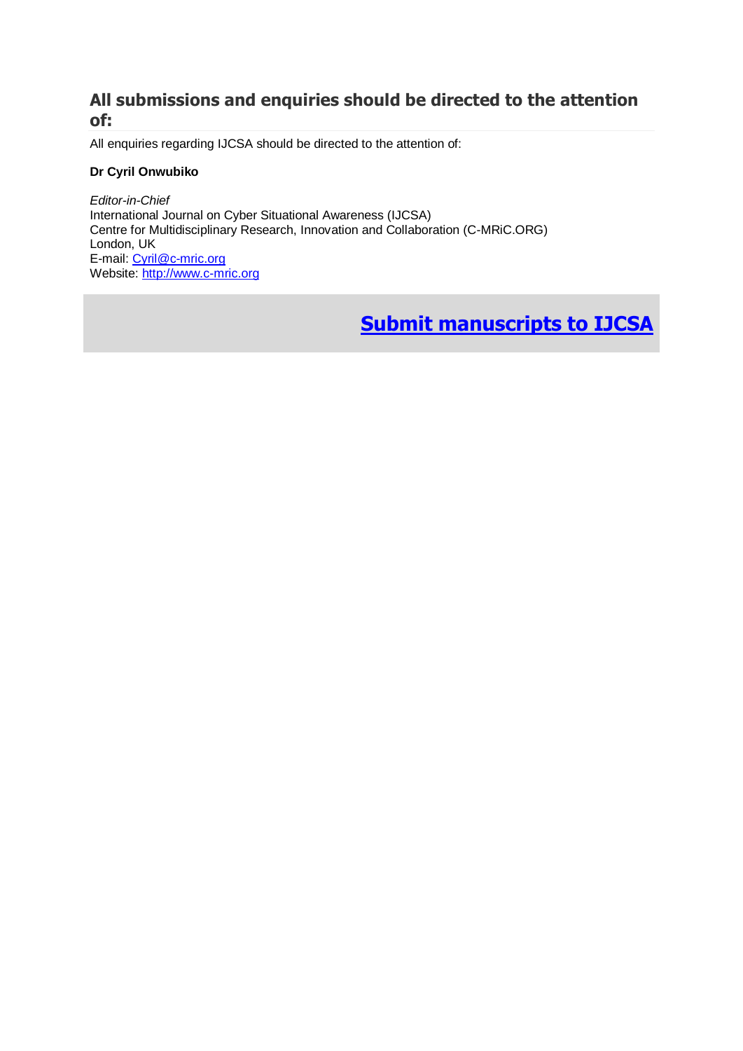## All submissions and enquiries should be directed to the attention of:

All enquiries regarding IJCSA should be directed to the attention of:

**Dr Cyril Onwubiko**

*Editor-in-Chief*
International Journal on Cyber Situational Awareness (IJCSA)
Centre for Multidisciplinary Research, Innovation and Collaboration (C-MRiC.ORG)
London, UK
E-mail: Cyril@c-mric.org
Website: http://www.c-mric.org

**Submit manuscripts to IJCSA**